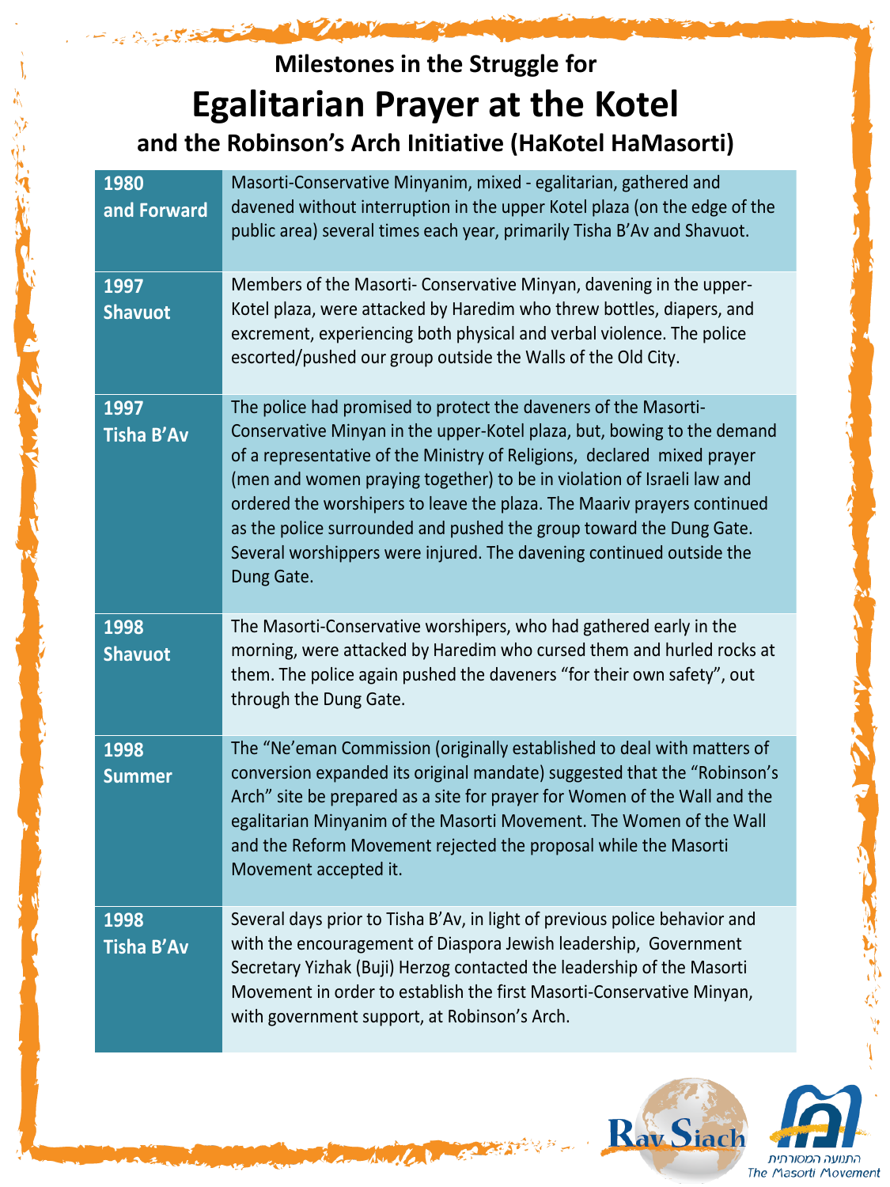### Milestones in the Struggle for

# Egalitarian Prayer at the Kotel

### and the Robinson's Arch Initiative (HaKotel HaMasorti)

| | |
|---|---|
| **1980 and Forward** | Masorti-Conservative Minyanim, mixed - egalitarian, gathered and davened without interruption in the upper Kotel plaza (on the edge of the public area) several times each year, primarily Tisha B'Av and Shavuot. |
| **1997 Shavuot** | Members of the Masorti- Conservative Minyan, davening in the upper-Kotel plaza, were attacked by Haredim who threw bottles, diapers, and excrement, experiencing both physical and verbal violence. The police escorted/pushed our group outside the Walls of the Old City. |
| **1997 Tisha B'Av** | The police had promised to protect the daveners of the Masorti-Conservative Minyan in the upper-Kotel plaza, but, bowing to the demand of a representative of the Ministry of Religions, declared mixed prayer (men and women praying together) to be in violation of Israeli law and ordered the worshipers to leave the plaza. The Maariv prayers continued as the police surrounded and pushed the group toward the Dung Gate. Several worshippers were injured. The davening continued outside the Dung Gate. |
| **1998 Shavuot** | The Masorti-Conservative worshipers, who had gathered early in the morning, were attacked by Haredim who cursed them and hurled rocks at them. The police again pushed the daveners "for their own safety", out through the Dung Gate. |
| **1998 Summer** | The "Ne'eman Commission (originally established to deal with matters of conversion expanded its original mandate) suggested that the "Robinson's Arch" site be prepared as a site for prayer for Women of the Wall and the egalitarian Minyanim of the Masorti Movement. The Women of the Wall and the Reform Movement rejected the proposal while the Masorti Movement accepted it. |
| **1998 Tisha B'Av** | Several days prior to Tisha B'Av, in light of previous police behavior and with the encouragement of Diaspora Jewish leadership, Government Secretary Yizhak (Buji) Herzog contacted the leadership of the Masorti Movement in order to establish the first Masorti-Conservative Minyan, with government support, at Robinson's Arch. |

Rav Siach

התנועה המסורתית
The Masorti Movement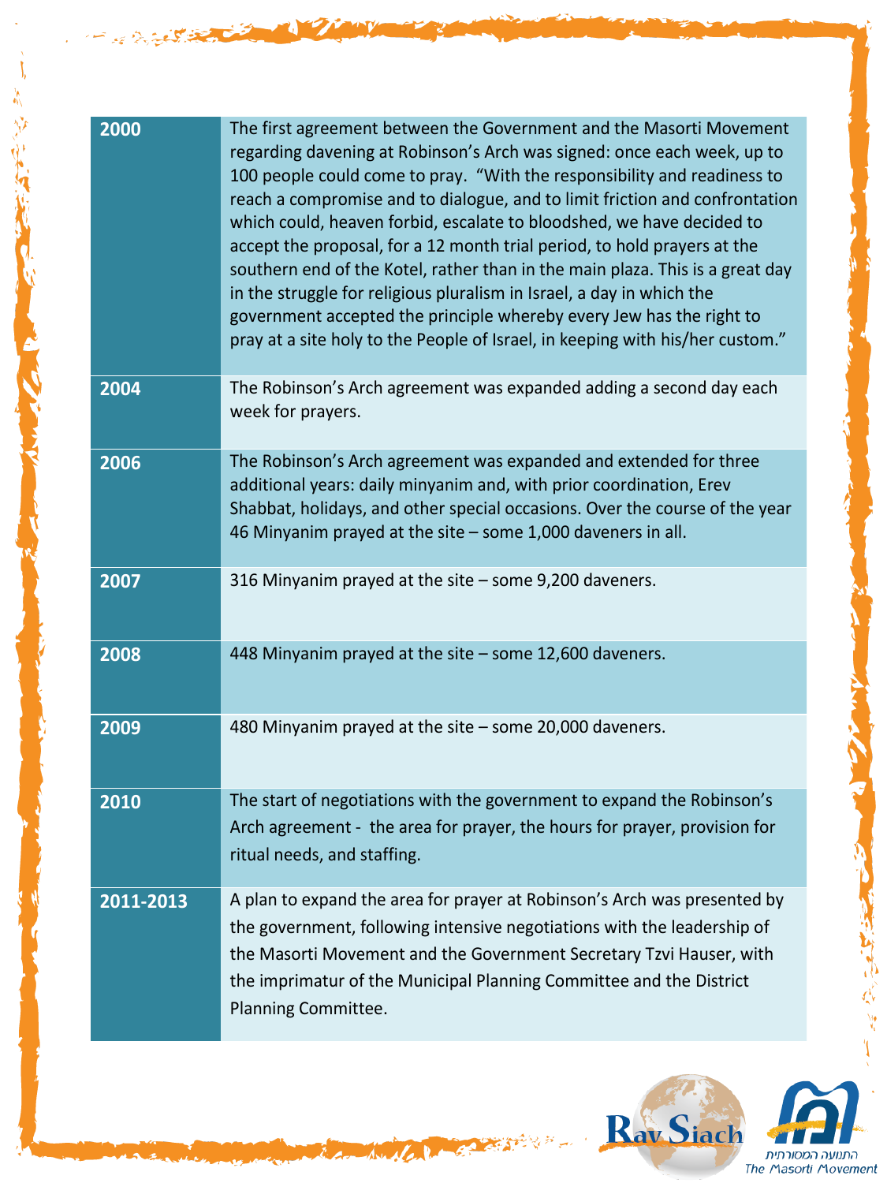| | |
|---|---|
| **2000** | The first agreement between the Government and the Masorti Movement regarding davening at Robinson's Arch was signed: once each week, up to 100 people could come to pray. "With the responsibility and readiness to reach a compromise and to dialogue, and to limit friction and confrontation which could, heaven forbid, escalate to bloodshed, we have decided to accept the proposal, for a 12 month trial period, to hold prayers at the southern end of the Kotel, rather than in the main plaza. This is a great day in the struggle for religious pluralism in Israel, a day in which the government accepted the principle whereby every Jew has the right to pray at a site holy to the People of Israel, in keeping with his/her custom." |
| **2004** | The Robinson's Arch agreement was expanded adding a second day each week for prayers. |
| **2006** | The Robinson's Arch agreement was expanded and extended for three additional years: daily minyanim and, with prior coordination, Erev Shabbat, holidays, and other special occasions. Over the course of the year 46 Minyanim prayed at the site – some 1,000 daveners in all. |
| **2007** | 316 Minyanim prayed at the site – some 9,200 daveners. |
| **2008** | 448 Minyanim prayed at the site – some 12,600 daveners. |
| **2009** | 480 Minyanim prayed at the site – some 20,000 daveners. |
| **2010** | The start of negotiations with the government to expand the Robinson's Arch agreement - the area for prayer, the hours for prayer, provision for ritual needs, and staffing. |
| **2011-2013** | A plan to expand the area for prayer at Robinson's Arch was presented by the government, following intensive negotiations with the leadership of the Masorti Movement and the Government Secretary Tzvi Hauser, with the imprimatur of the Municipal Planning Committee and the District Planning Committee. |

Rav Siach

התנועה המסורתית
The Masorti Movement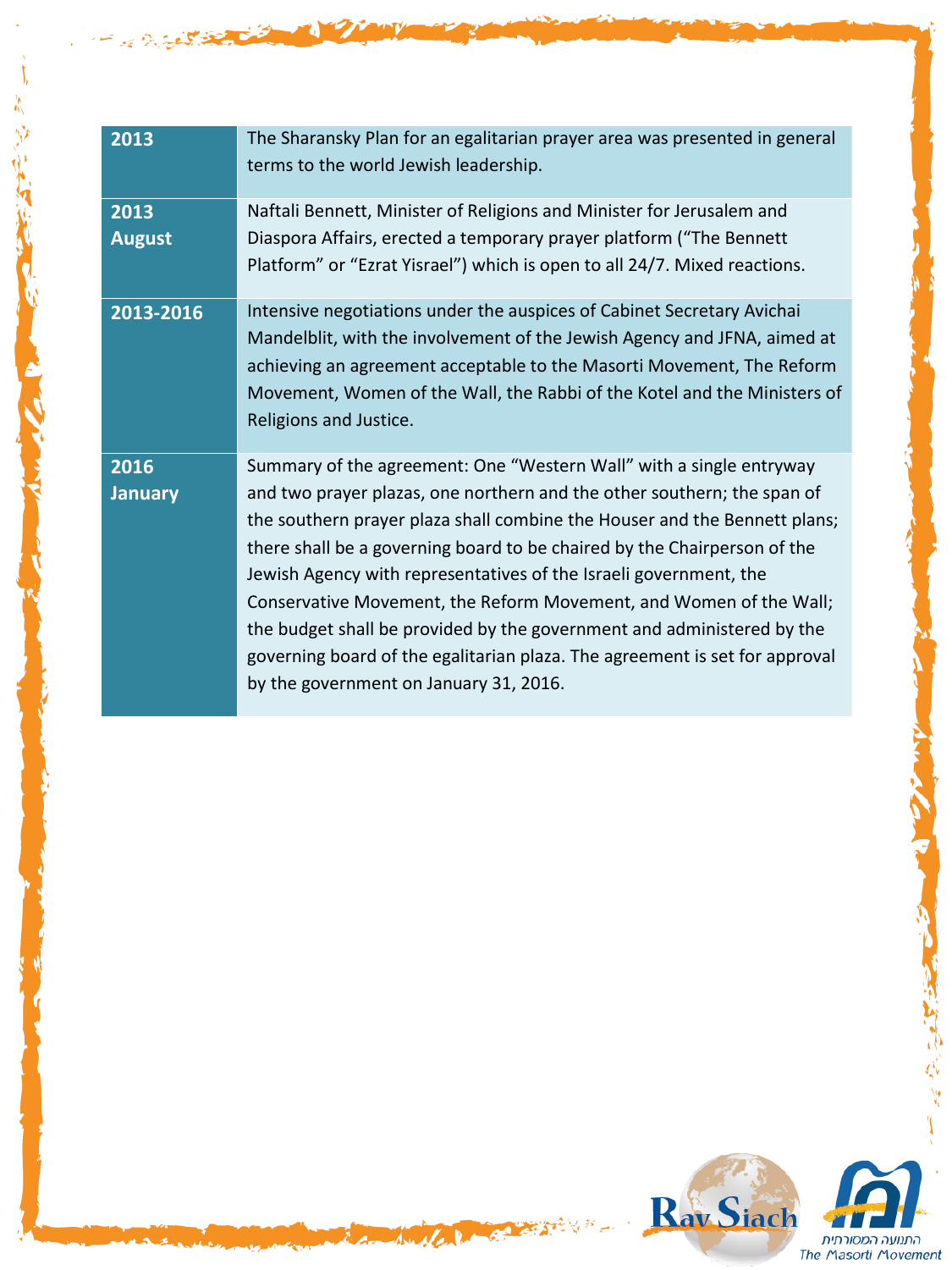| | |
|---|---|
| **2013** | The Sharansky Plan for an egalitarian prayer area was presented in general terms to the world Jewish leadership. |
| **2013 August** | Naftali Bennett, Minister of Religions and Minister for Jerusalem and Diaspora Affairs, erected a temporary prayer platform ("The Bennett Platform" or "Ezrat Yisrael") which is open to all 24/7. Mixed reactions. |
| **2013-2016** | Intensive negotiations under the auspices of Cabinet Secretary Avichai Mandelblit, with the involvement of the Jewish Agency and JFNA, aimed at achieving an agreement acceptable to the Masorti Movement, The Reform Movement, Women of the Wall, the Rabbi of the Kotel and the Ministers of Religions and Justice. |
| **2016 January** | Summary of the agreement: One "Western Wall" with a single entryway and two prayer plazas, one northern and the other southern; the span of the southern prayer plaza shall combine the Houser and the Bennett plans; there shall be a governing board to be chaired by the Chairperson of the Jewish Agency with representatives of the Israeli government, the Conservative Movement, the Reform Movement, and Women of the Wall; the budget shall be provided by the government and administered by the governing board of the egalitarian plaza. The agreement is set for approval by the government on January 31, 2016. |